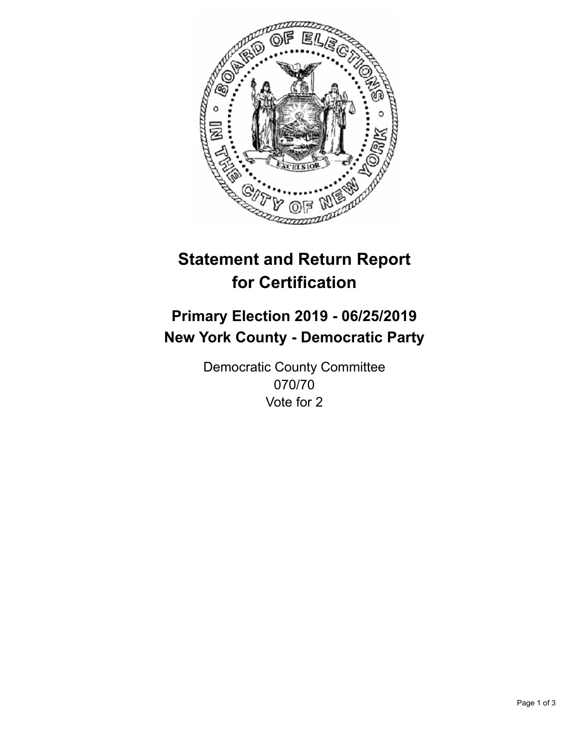# Statement and Return Report for Certification

## Primary Election 2019 - 06/25/2019
## New York County - Democratic Party

Democratic County Committee
070/70
Vote for 2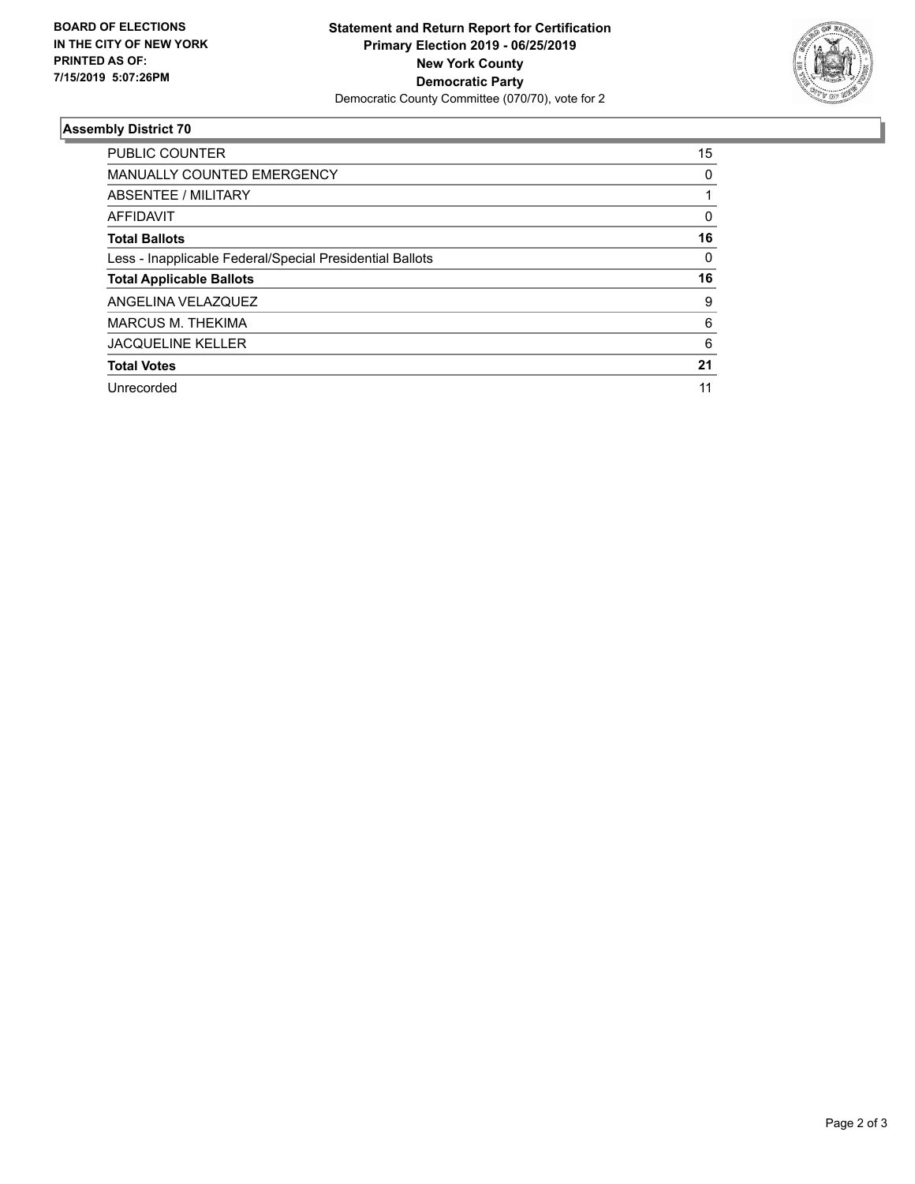**BOARD OF ELECTIONS IN THE CITY OF NEW YORK PRINTED AS OF: 7/15/2019 5:07:26PM**

**Statement and Return Report for Certification**
**Primary Election 2019 - 06/25/2019**
**New York County**
**Democratic Party**
Democratic County Committee (070/70), vote for 2

### Assembly District 70

| | |
|---|---|
| PUBLIC COUNTER | 15 |
| MANUALLY COUNTED EMERGENCY | 0 |
| ABSENTEE / MILITARY | 1 |
| AFFIDAVIT | 0 |
| **Total Ballots** | **16** |
| Less - Inapplicable Federal/Special Presidential Ballots | 0 |
| **Total Applicable Ballots** | **16** |
| ANGELINA VELAZQUEZ | 9 |
| MARCUS M. THEKIMA | 6 |
| JACQUELINE KELLER | 6 |
| **Total Votes** | **21** |
| Unrecorded | 11 |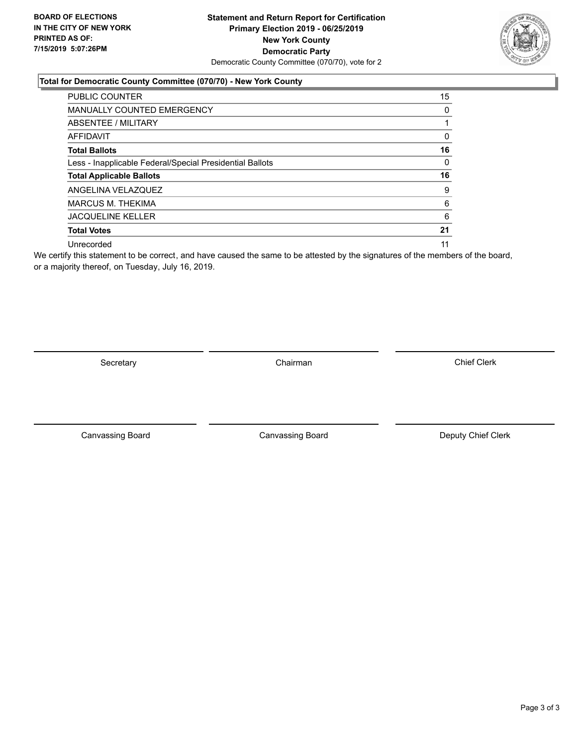**BOARD OF ELECTIONS IN THE CITY OF NEW YORK PRINTED AS OF: 7/15/2019 5:07:26PM**

**Statement and Return Report for Certification**
**Primary Election 2019 - 06/25/2019**
**New York County**
**Democratic Party**
Democratic County Committee (070/70), vote for 2

## Total for Democratic County Committee (070/70) - New York County

| | |
|---|---|
| PUBLIC COUNTER | 15 |
| MANUALLY COUNTED EMERGENCY | 0 |
| ABSENTEE / MILITARY | 1 |
| AFFIDAVIT | 0 |
| **Total Ballots** | **16** |
| Less - Inapplicable Federal/Special Presidential Ballots | 0 |
| **Total Applicable Ballots** | **16** |
| ANGELINA VELAZQUEZ | 9 |
| MARCUS M. THEKIMA | 6 |
| JACQUELINE KELLER | 6 |
| **Total Votes** | **21** |
| Unrecorded | 11 |

We certify this statement to be correct, and have caused the same to be attested by the signatures of the members of the board, or a majority thereof, on Tuesday, July 16, 2019.

Secretary

Chairman

Chief Clerk

Canvassing Board

Canvassing Board

Deputy Chief Clerk